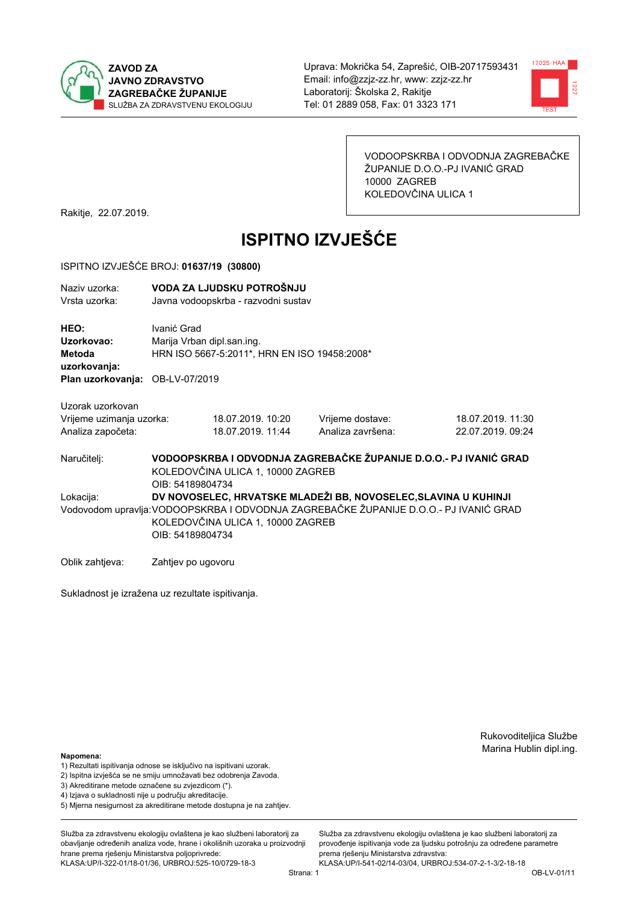ZAVOD ZA
JAVNO ZDRAVSTVO
ZAGREBAČKE ŽUPANIJE
SLUŽBA ZA ZDRAVSTVENU EKOLOGIJU

Uprava: Mokrička 54, Zaprešić, OIB-20717593431
Email: info@zzjz-zz.hr, www: zzjz-zz.hr
Laboratorij: Školska 2, Rakitje
Tel: 01 2889 058, Fax: 01 3323 171

VODOOPSKRBA I ODVODNJA ZAGREBAČKE
ŽUPANIJE D.O.O.-PJ IVANIĆ GRAD
10000 ZAGREB
KOLEDOVČINA ULICA 1

Rakitje, 22.07.2019.

# ISPITNO IZVJEŠĆE

ISPITNO IZVJEŠĆE BROJ: **01637/19 (30800)**

Naziv uzorka: **VODA ZA LJUDSKU POTROŠNJU**
Vrsta uzorka: Javna vodoopskrba - razvodni sustav

**HEO:** Ivanić Grad
**Uzorkovao:** Marija Vrban dipl.san.ing.
**Metoda uzorkovanja:** HRN ISO 5667-5:2011*, HRN EN ISO 19458:2008*
**Plan uzorkovanja:** OB-LV-07/2019

Uzorak uzorkovan

| | | | |
|---|---|---|---|
| Vrijeme uzimanja uzorka: | 18.07.2019. 10:20 | Vrijeme dostave: | 18.07.2019. 11:30 |
| Analiza započeta: | 18.07.2019. 11:44 | Analiza završena: | 22.07.2019. 09:24 |

Naručitelj: **VODOOPSKRBA I ODVODNJA ZAGREBAČKE ŽUPANIJE D.O.O.- PJ IVANIĆ GRAD**
KOLEDOVČINA ULICA 1, 10000 ZAGREB
OIB: 54189804734

Lokacija: **DV NOVOSELEC, HRVATSKE MLADEŽI BB, NOVOSELEC,SLAVINA U KUHINJI**

Vodovodom upravlja: VODOOPSKRBA I ODVODNJA ZAGREBAČKE ŽUPANIJE D.O.O.- PJ IVANIĆ GRAD
KOLEDOVČINA ULICA 1, 10000 ZAGREB
OIB: 54189804734

Oblik zahtjeva: Zahtjev po ugovoru

Sukladnost je izražena uz rezultate ispitivanja.

Rukovoditeljica Službe
Marina Hublin dipl.ing.

**Napomena:**
1) Rezultati ispitivanja odnose se isključivo na ispitivani uzorak.
2) Ispitna izvješća se ne smiju umnožavati bez odobrenja Zavoda.
3) Akreditirane metode označene su zvjezdicom (*).
4) Izjava o sukladnosti nije u području akreditacije.
5) Mjerna nesigurnost za akreditirane metode dostupna je na zahtjev.

Služba za zdravstvenu ekologiju ovlaštena je kao službeni laboratorij za obavljanje određenih analiza vode, hrane i okolišnih uzoraka u proizvodnji hrane prema rješenju Ministarstva poljoprivrede:
KLASA:UP/I-322-01/18-01/36, URBROJ:525-10/0729-18-3

Služba za zdravstvenu ekologiju ovlaštena je kao službeni laboratorij za provođenje ispitivanja vode za ljudsku potrošnju za određene parametre prema rješenju Ministarstva zdravstva:
KLASA:UP/I-541-02/14-03/04, URBROJ:534-07-2-1-3/2-18-18

OB-LV-01/11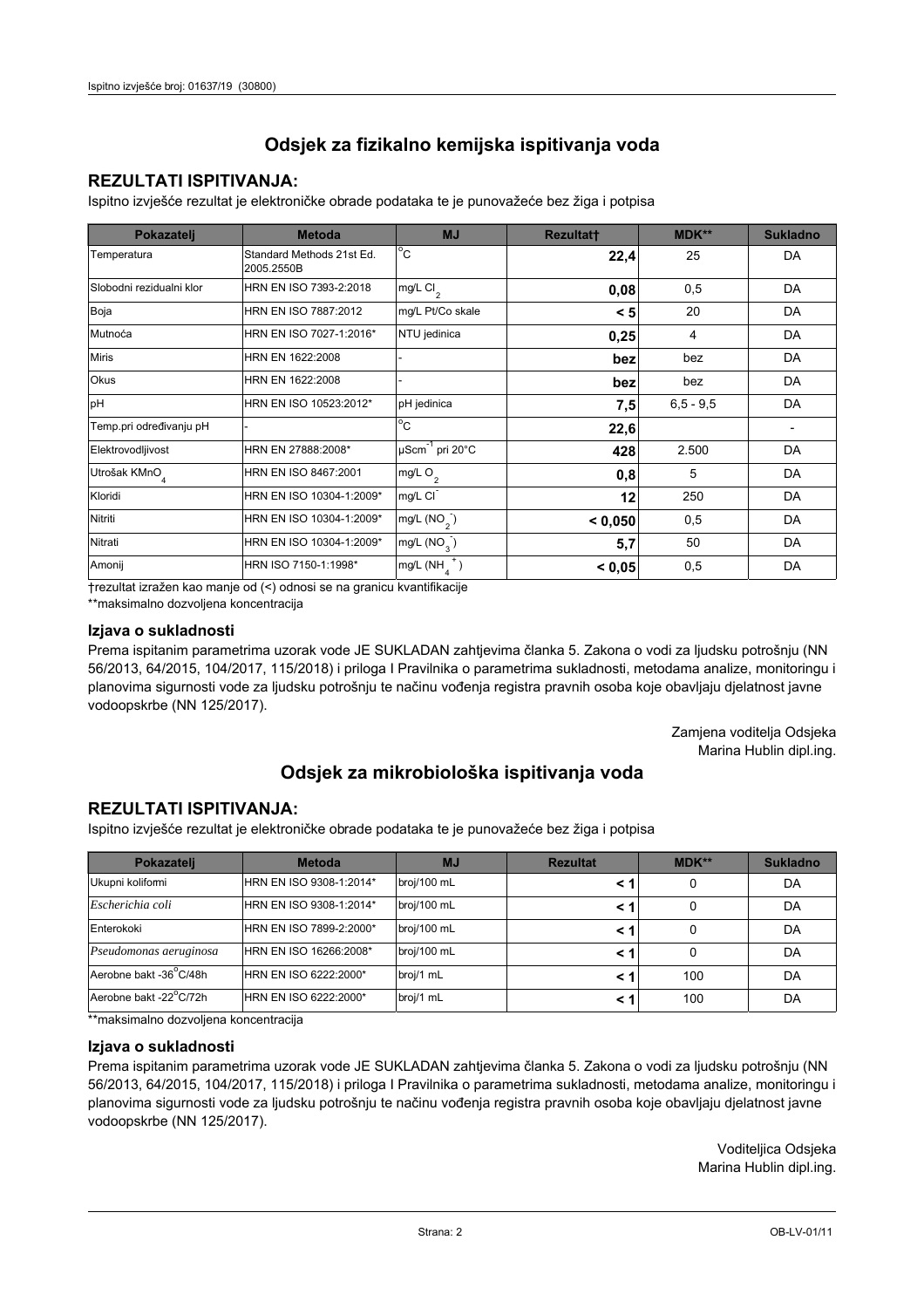## Odsjek za fizikalno kemijska ispitivanja voda

### REZULTATI ISPITIVANJA:

Ispitno izvješće rezultat je elektroničke obrade podataka te je punovažeće bez žiga i potpisa

| Pokazatelj | Metoda | MJ | Rezultat† | MDK** | Sukladno |
|---|---|---|---|---|---|
| Temperatura | Standard Methods 21st Ed. 2005.2550B | °C | **22,4** | 25 | DA |
| Slobodni rezidualni klor | HRN EN ISO 7393-2:2018 | mg/L $Cl_2$ | **0,08** | 0,5 | DA |
| Boja | HRN EN ISO 7887:2012 | mg/L Pt/Co skale | **< 5** | 20 | DA |
| Mutnoća | HRN EN ISO 7027-1:2016* | NTU jedinica | **0,25** | 4 | DA |
| Miris | HRN EN 1622:2008 | - | **bez** | bez | DA |
| Okus | HRN EN 1622:2008 | - | **bez** | bez | DA |
| pH | HRN EN ISO 10523:2012* | pH jedinica | **7,5** | 6,5 - 9,5 | DA |
| Temp.pri određivanju pH | - | °C | **22,6** | | - |
| Elektrovodljivost | HRN EN 27888:2008* | $\mu Scm^{-1}$ pri 20°C | **428** | 2.500 | DA |
| Utrošak $KMnO_4$ | HRN EN ISO 8467:2001 | mg/L $O_2$ | **0,8** | 5 | DA |
| Kloridi | HRN EN ISO 10304-1:2009* | mg/L $Cl^-$ | **12** | 250 | DA |
| Nitriti | HRN EN ISO 10304-1:2009* | mg/L ($NO_2^-$) | **< 0,050** | 0,5 | DA |
| Nitrati | HRN EN ISO 10304-1:2009* | mg/L ($NO_3^-$) | **5,7** | 50 | DA |
| Amonij | HRN ISO 7150-1:1998* | mg/L ($NH_4^+$) | **< 0,05** | 0,5 | DA |

†rezultat izražen kao manje od (<) odnosi se na granicu kvantifikacije

**maksimalno dozvoljena koncentracija

#### Izjava o sukladnosti

Prema ispitanim parametrima uzorak vode JE SUKLADAN zahtjevima članka 5. Zakona o vodi za ljudsku potrošnju (NN 56/2013, 64/2015, 104/2017, 115/2018) i priloga I Pravilnika o parametrima sukladnosti, metodama analize, monitoringu i planovima sigurnosti vode za ljudsku potrošnju te načinu vođenja registra pravnih osoba koje obavljaju djelatnost javne vodoopskrbe (NN 125/2017).

Zamjena voditelja Odsjeka
Marina Hublin dipl.ing.

## Odsjek za mikrobiološka ispitivanja voda

### REZULTATI ISPITIVANJA:

Ispitno izvješće rezultat je elektroničke obrade podataka te je punovažeće bez žiga i potpisa

| Pokazatelj | Metoda | MJ | Rezultat | MDK** | Sukladno |
|---|---|---|---|---|---|
| Ukupni koliformi | HRN EN ISO 9308-1:2014* | broj/100 mL | **< 1** | 0 | DA |
| *Escherichia coli* | HRN EN ISO 9308-1:2014* | broj/100 mL | **< 1** | 0 | DA |
| Enterokoki | HRN EN ISO 7899-2:2000* | broj/100 mL | **< 1** | 0 | DA |
| *Pseudomonas aeruginosa* | HRN EN ISO 16266:2008* | broj/100 mL | **< 1** | 0 | DA |
| Aerobne bakt -36°C/48h | HRN EN ISO 6222:2000* | broj/1 mL | **< 1** | 100 | DA |
| Aerobne bakt -22°C/72h | HRN EN ISO 6222:2000* | broj/1 mL | **< 1** | 100 | DA |

**maksimalno dozvoljena koncentracija

#### Izjava o sukladnosti

Prema ispitanim parametrima uzorak vode JE SUKLADAN zahtjevima članka 5. Zakona o vodi za ljudsku potrošnju (NN 56/2013, 64/2015, 104/2017, 115/2018) i priloga I Pravilnika o parametrima sukladnosti, metodama analize, monitoringu i planovima sigurnosti vode za ljudsku potrošnju te načinu vođenja registra pravnih osoba koje obavljaju djelatnost javne vodoopskrbe (NN 125/2017).

Voditeljica Odsjeka
Marina Hublin dipl.ing.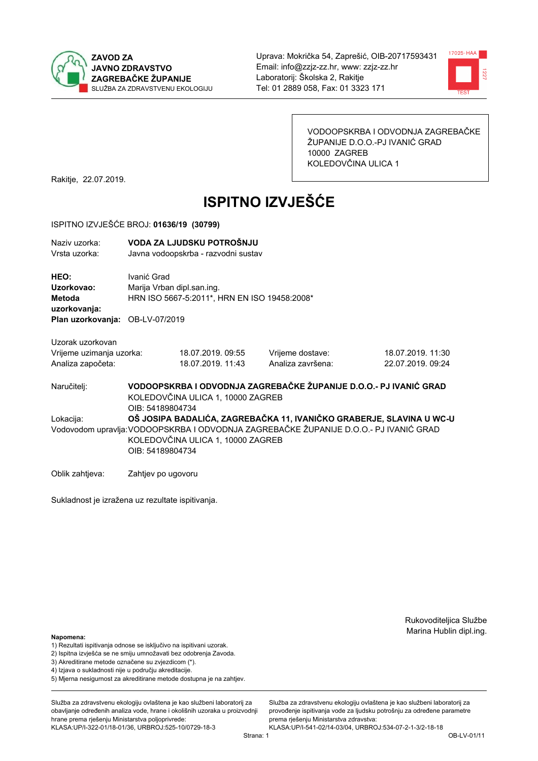ZAVOD ZA JAVNO ZDRAVSTVO ZAGREBAČKE ŽUPANIJE
SLUŽBA ZA ZDRAVSTVENU EKOLOGIJU

Uprava: Mokrička 54, Zaprešić, OIB-20717593431
Email: info@zzjz-zz.hr, www: zzjz-zz.hr
Laboratorij: Školska 2, Rakitje
Tel: 01 2889 058, Fax: 01 3323 171

VODOOPSKRBA I ODVODNJA ZAGREBAČKE ŽUPANIJE D.O.O.-PJ IVANIĆ GRAD
10000 ZAGREB
KOLEDOVČINA ULICA 1

Rakitje, 22.07.2019.

# ISPITNO IZVJEŠĆE

ISPITNO IZVJEŠĆE BROJ: **01636/19 (30799)**

Naziv uzorka: **VODA ZA LJUDSKU POTROŠNJU**
Vrsta uzorka: Javna vodoopskrba - razvodni sustav

**HEO:** Ivanić Grad
**Uzorkovao:** Marija Vrban dipl.san.ing.
**Metoda uzorkovanja:** HRN ISO 5667-5:2011*, HRN EN ISO 19458:2008*
**Plan uzorkovanja:** OB-LV-07/2019

Uzorak uzorkovan

| | | | |
|---|---|---|---|
| Vrijeme uzimanja uzorka: | 18.07.2019. 09:55 | Vrijeme dostave: | 18.07.2019. 11:30 |
| Analiza započeta: | 18.07.2019. 11:43 | Analiza završena: | 22.07.2019. 09:24 |

Naručitelj: **VODOOPSKRBA I ODVODNJA ZAGREBAČKE ŽUPANIJE D.O.O.- PJ IVANIĆ GRAD**
KOLEDOVČINA ULICA 1, 10000 ZAGREB
OIB: 54189804734

Lokacija: **OŠ JOSIPA BADALIĆA, ZAGREBAČKA 11, IVANIČKO GRABERJE, SLAVINA U WC-U**

Vodovodom upravlja: VODOOPSKRBA I ODVODNJA ZAGREBAČKE ŽUPANIJE D.O.O.- PJ IVANIĆ GRAD
KOLEDOVČINA ULICA 1, 10000 ZAGREB
OIB: 54189804734

Oblik zahtjeva: Zahtjev po ugovoru

Sukladnost je izražena uz rezultate ispitivanja.

Rukovoditeljica Službe
Marina Hublin dipl.ing.

**Napomena:**
1) Rezultati ispitivanja odnose se isključivo na ispitivani uzorak.
2) Ispitna izvješća se ne smiju umnožavati bez odobrenja Zavoda.
3) Akreditirane metode označene su zvjezdicom (*).
4) Izjava o sukladnosti nije u području akreditacije.
5) Mjerna nesigurnost za akreditirane metode dostupna je na zahtjev.

Služba za zdravstvenu ekologiju ovlaštena je kao službeni laboratorij za obavljanje određenih analiza vode, hrane i okolišnih uzoraka u proizvodnji hrane prema rješenju Ministarstva poljoprivrede:
KLASA:UP/I-322-01/18-01/36, URBROJ:525-10/0729-18-3

Služba za zdravstvenu ekologiju ovlaštena je kao službeni laboratorij za provođenje ispitivanja vode za ljudsku potrošnju za određene parametre prema rješenju Ministarstva zdravstva:
KLASA:UP/I-541-02/14-03/04, URBROJ:534-07-2-1-3/2-18-18

OB-LV-01/11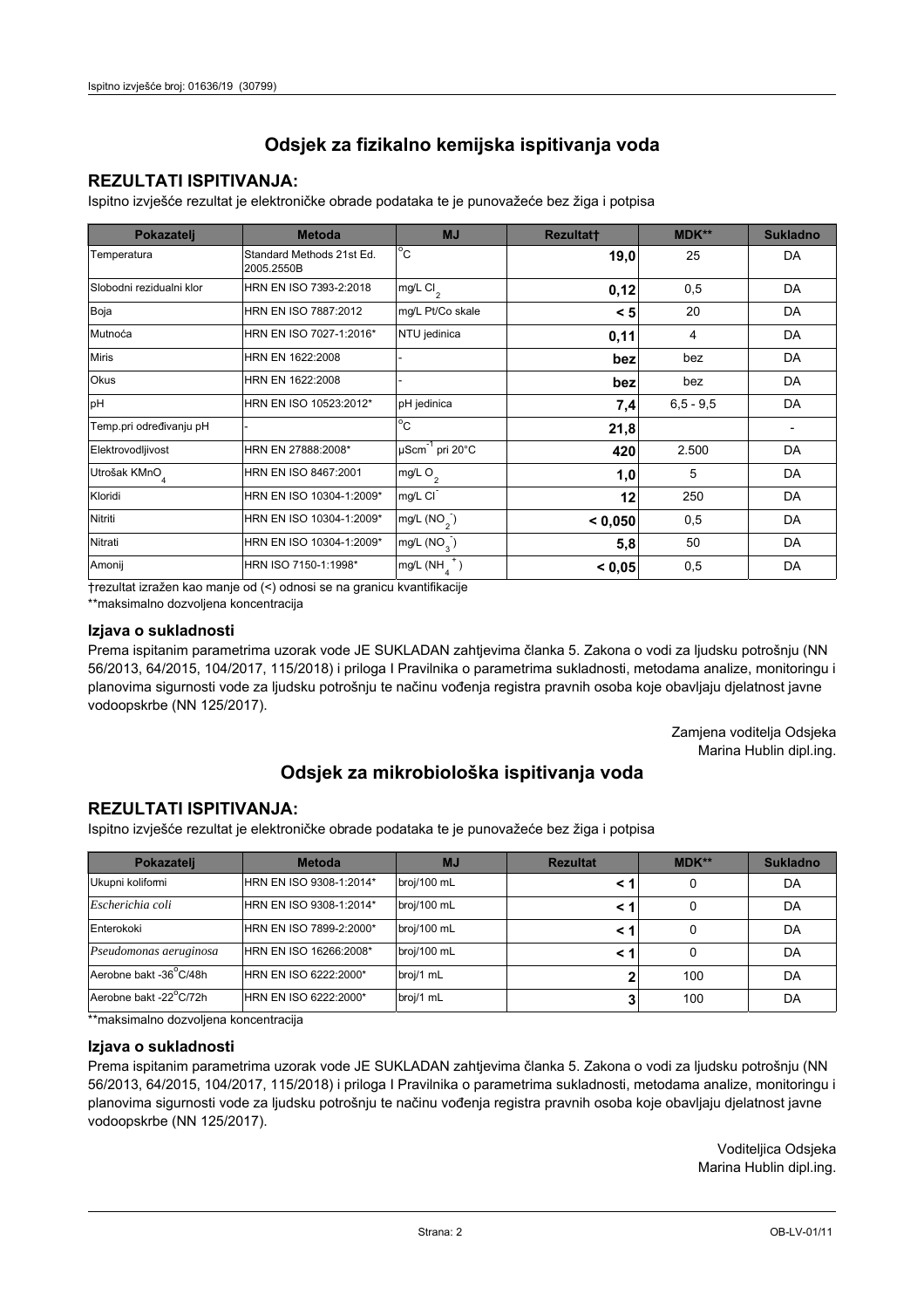# Odsjek za fizikalno kemijska ispitivanja voda

## REZULTATI ISPITIVANJA:

Ispitno izvješće rezultat je elektroničke obrade podataka te je punovažeće bez žiga i potpisa

| Pokazatelj | Metoda | MJ | Rezultat† | MDK** | Sukladno |
|---|---|---|---|---|---|
| Temperatura | Standard Methods 21st Ed. 2005.2550B | °C | **19,0** | 25 | DA |
| Slobodni rezidualni klor | HRN EN ISO 7393-2:2018 | mg/L $Cl_2$ | **0,12** | 0,5 | DA |
| Boja | HRN EN ISO 7887:2012 | mg/L Pt/Co skale | **< 5** | 20 | DA |
| Mutnoća | HRN EN ISO 7027-1:2016* | NTU jedinica | **0,11** | 4 | DA |
| Miris | HRN EN 1622:2008 | - | **bez** | bez | DA |
| Okus | HRN EN 1622:2008 | - | **bez** | bez | DA |
| pH | HRN EN ISO 10523:2012* | pH jedinica | **7,4** | 6,5 - 9,5 | DA |
| Temp.pri određivanju pH | - | °C | **21,8** | | - |
| Elektrovodljivost | HRN EN 27888:2008* | $\mu Scm^{-1}$ pri 20°C | **420** | 2.500 | DA |
| Utrošak $KMnO_4$ | HRN EN ISO 8467:2001 | mg/L $O_2$ | **1,0** | 5 | DA |
| Kloridi | HRN EN ISO 10304-1:2009* | mg/L $Cl^-$ | **12** | 250 | DA |
| Nitriti | HRN EN ISO 10304-1:2009* | mg/L ($NO_2^-$) | **< 0,050** | 0,5 | DA |
| Nitrati | HRN EN ISO 10304-1:2009* | mg/L ($NO_3^-$) | **5,8** | 50 | DA |
| Amonij | HRN ISO 7150-1:1998* | mg/L ($NH_4^+$) | **< 0,05** | 0,5 | DA |

†rezultat izražen kao manje od (<) odnosi se na granicu kvantifikacije

**maksimalno dozvoljena koncentracija

### Izjava o sukladnosti

Prema ispitanim parametrima uzorak vode JE SUKLADAN zahtjevima članka 5. Zakona o vodi za ljudsku potrošnju (NN 56/2013, 64/2015, 104/2017, 115/2018) i priloga I Pravilnika o parametrima sukladnosti, metodama analize, monitoringu i planovima sigurnosti vode za ljudsku potrošnju te načinu vođenja registra pravnih osoba koje obavljaju djelatnost javne vodoopskrbe (NN 125/2017).

Zamjena voditelja Odsjeka
Marina Hublin dipl.ing.

# Odsjek za mikrobiološka ispitivanja voda

## REZULTATI ISPITIVANJA:

Ispitno izvješće rezultat je elektroničke obrade podataka te je punovažeće bez žiga i potpisa

| Pokazatelj | Metoda | MJ | Rezultat | MDK** | Sukladno |
|---|---|---|---|---|---|
| Ukupni koliformi | HRN EN ISO 9308-1:2014* | broj/100 mL | **< 1** | 0 | DA |
| *Escherichia coli* | HRN EN ISO 9308-1:2014* | broj/100 mL | **< 1** | 0 | DA |
| Enterokoki | HRN EN ISO 7899-2:2000* | broj/100 mL | **< 1** | 0 | DA |
| *Pseudomonas aeruginosa* | HRN EN ISO 16266:2008* | broj/100 mL | **< 1** | 0 | DA |
| Aerobne bakt -36°C/48h | HRN EN ISO 6222:2000* | broj/1 mL | **2** | 100 | DA |
| Aerobne bakt -22°C/72h | HRN EN ISO 6222:2000* | broj/1 mL | **3** | 100 | DA |

**maksimalno dozvoljena koncentracija

### Izjava o sukladnosti

Prema ispitanim parametrima uzorak vode JE SUKLADAN zahtjevima članka 5. Zakona o vodi za ljudsku potrošnju (NN 56/2013, 64/2015, 104/2017, 115/2018) i priloga I Pravilnika o parametrima sukladnosti, metodama analize, monitoringu i planovima sigurnosti vode za ljudsku potrošnju te načinu vođenja registra pravnih osoba koje obavljaju djelatnost javne vodoopskrbe (NN 125/2017).

Voditeljica Odsjeka
Marina Hublin dipl.ing.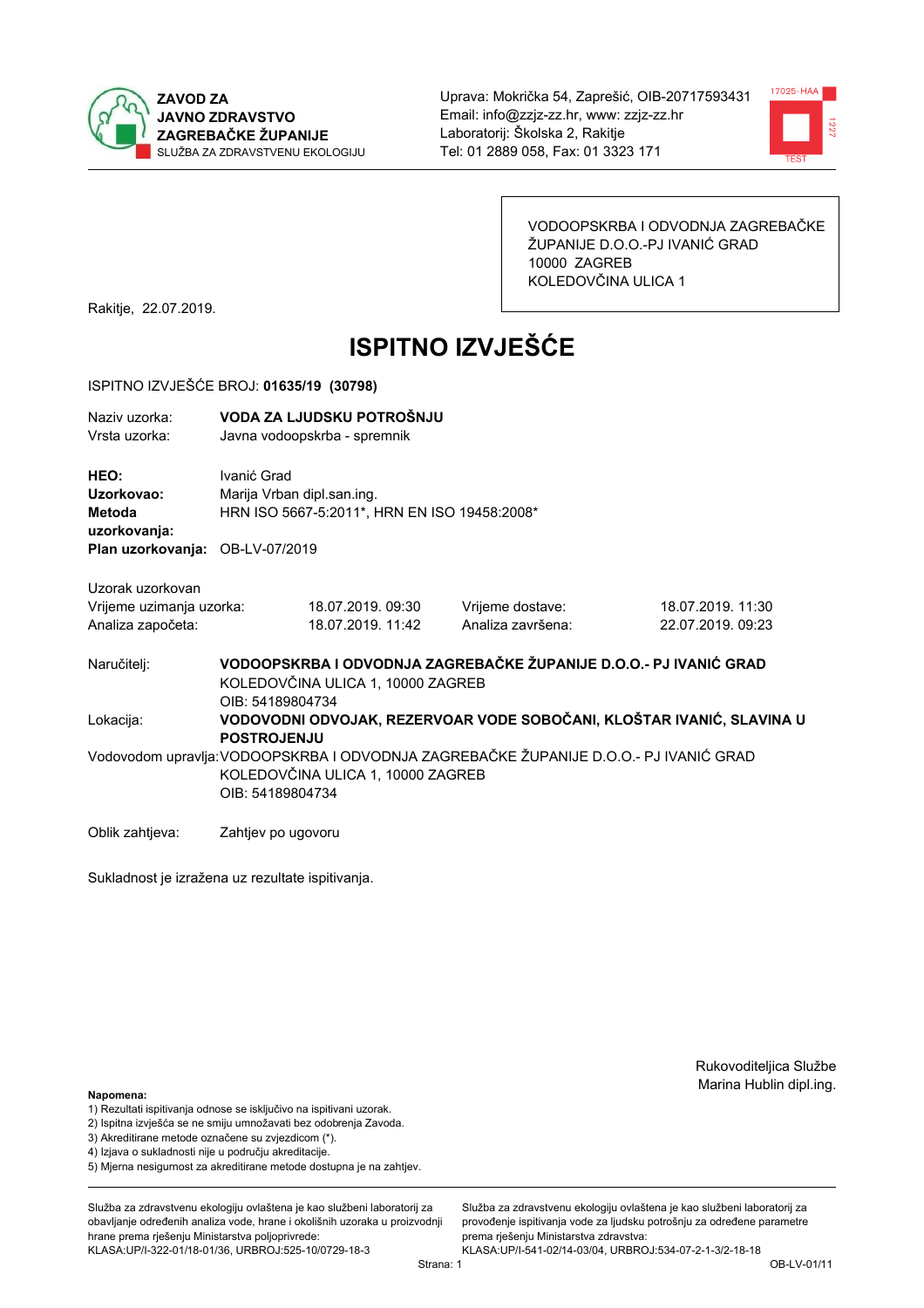**ZAVOD ZA JAVNO ZDRAVSTVO ZAGREBAČKE ŽUPANIJE**
SLUŽBA ZA ZDRAVSTVENU EKOLOGIJU

Uprava: Mokrička 54, Zaprešić, OIB-20717593431
Email: info@zzjz-zz.hr, www: zzjz-zz.hr
Laboratorij: Školska 2, Rakitje
Tel: 01 2889 058, Fax: 01 3323 171

VODOOPSKRBA I ODVODNJA ZAGREBAČKE ŽUPANIJE D.O.O.-PJ IVANIĆ GRAD
10000 ZAGREB
KOLEDOVČINA ULICA 1

Rakitje, 22.07.2019.

# ISPITNO IZVJEŠĆE

ISPITNO IZVJEŠĆE BROJ: **01635/19 (30798)**

Naziv uzorka: **VODA ZA LJUDSKU POTROŠNJU**
Vrsta uzorka: Javna vodoopskrba - spremnik

**HEO:** Ivanić Grad
**Uzorkovao:** Marija Vrban dipl.san.ing.
**Metoda uzorkovanja:** HRN ISO 5667-5:2011*, HRN EN ISO 19458:2008*
**Plan uzorkovanja:** OB-LV-07/2019

Uzorak uzorkovan

| | | | |
|---|---|---|---|
| Vrijeme uzimanja uzorka: | 18.07.2019. 09:30 | Vrijeme dostave: | 18.07.2019. 11:30 |
| Analiza započeta: | 18.07.2019. 11:42 | Analiza završena: | 22.07.2019. 09:23 |

Naručitelj: **VODOOPSKRBA I ODVODNJA ZAGREBAČKE ŽUPANIJE D.O.O.- PJ IVANIĆ GRAD**
KOLEDOVČINA ULICA 1, 10000 ZAGREB
OIB: 54189804734

Lokacija: **VODOVODNI ODVOJAK, REZERVOAR VODE SOBOČANI, KLOŠTAR IVANIĆ, SLAVINA U POSTROJENJU**

Vodovodom upravlja: VODOOPSKRBA I ODVODNJA ZAGREBAČKE ŽUPANIJE D.O.O.- PJ IVANIĆ GRAD
KOLEDOVČINA ULICA 1, 10000 ZAGREB
OIB: 54189804734

Oblik zahtjeva: Zahtjev po ugovoru

Sukladnost je izražena uz rezultate ispitivanja.

Rukovoditeljica Službe
Marina Hublin dipl.ing.

**Napomena:**
1) Rezultati ispitivanja odnose se isključivo na ispitivani uzorak.
2) Ispitna izvješća se ne smiju umnožavati bez odobrenja Zavoda.
3) Akreditirane metode označene su zvjezdicom (*).
4) Izjava o sukladnosti nije u području akreditacije.
5) Mjerna nesigurnost za akreditirane metode dostupna je na zahtjev.

Služba za zdravstvenu ekologiju ovlaštena je kao službeni laboratorij za obavljanje određenih analiza vode, hrane i okolišnih uzoraka u proizvodnji hrane prema rješenju Ministarstva poljoprivrede: KLASA:UP/I-322-01/18-01/36, URBROJ:525-10/0729-18-3

Služba za zdravstvenu ekologiju ovlaštena je kao službeni laboratorij za provođenje ispitivanja vode za ljudsku potrošnju za određene parametre prema rješenju Ministarstva zdravstva: KLASA:UP/I-541-02/14-03/04, URBROJ:534-07-2-1-3/2-18-18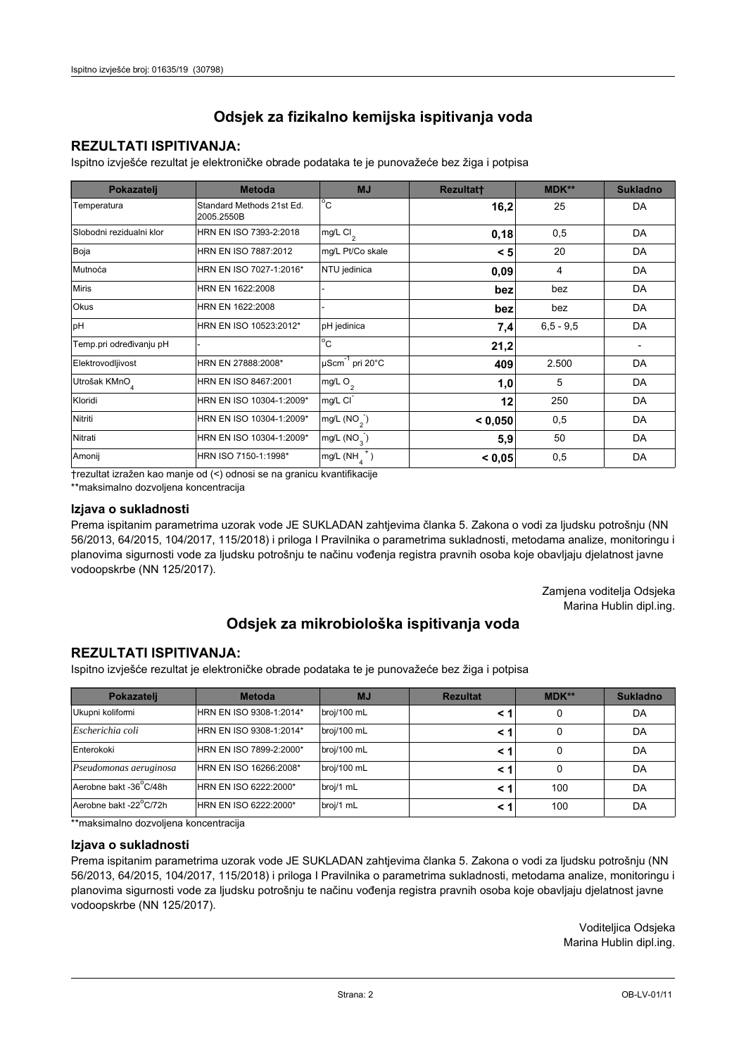## Odsjek za fizikalno kemijska ispitivanja voda

### REZULTATI ISPITIVANJA:

Ispitno izvješće rezultat je elektroničke obrade podataka te je punovažeće bez žiga i potpisa

| Pokazatelj | Metoda | MJ | Rezultat† | MDK** | Sukladno |
|---|---|---|---|---|---|
| Temperatura | Standard Methods 21st Ed. 2005.2550B | °C | **16,2** | 25 | DA |
| Slobodni rezidualni klor | HRN EN ISO 7393-2:2018 | mg/L $Cl_2$ | **0,18** | 0,5 | DA |
| Boja | HRN EN ISO 7887:2012 | mg/L Pt/Co skale | **< 5** | 20 | DA |
| Mutnoća | HRN EN ISO 7027-1:2016* | NTU jedinica | **0,09** | 4 | DA |
| Miris | HRN EN 1622:2008 | - | **bez** | bez | DA |
| Okus | HRN EN 1622:2008 | - | **bez** | bez | DA |
| pH | HRN EN ISO 10523:2012* | pH jedinica | **7,4** | 6,5 - 9,5 | DA |
| Temp.pri određivanju pH | - | °C | **21,2** | | - |
| Elektrovodljivost | HRN EN 27888:2008* | $\mu Scm^{-1}$ pri 20°C | **409** | 2.500 | DA |
| Utrošak $KMnO_4$ | HRN EN ISO 8467:2001 | mg/L $O_2$ | **1,0** | 5 | DA |
| Kloridi | HRN EN ISO 10304-1:2009* | mg/L $Cl^-$ | **12** | 250 | DA |
| Nitriti | HRN EN ISO 10304-1:2009* | mg/L ($NO_2^-$) | **< 0,050** | 0,5 | DA |
| Nitrati | HRN EN ISO 10304-1:2009* | mg/L ($NO_3^-$) | **5,9** | 50 | DA |
| Amonij | HRN ISO 7150-1:1998* | mg/L ($NH_4^+$) | **< 0,05** | 0,5 | DA |

†rezultat izražen kao manje od (<) odnosi se na granicu kvantifikacije

**maksimalno dozvoljena koncentracija

### Izjava o sukladnosti

Prema ispitanim parametrima uzorak vode JE SUKLADAN zahtjevima članka 5. Zakona o vodi za ljudsku potrošnju (NN 56/2013, 64/2015, 104/2017, 115/2018) i priloga I Pravilnika o parametrima sukladnosti, metodama analize, monitoringu i planovima sigurnosti vode za ljudsku potrošnju te načinu vođenja registra pravnih osoba koje obavljaju djelatnost javne vodoopskrbe (NN 125/2017).

Zamjena voditelja Odsjeka
Marina Hublin dipl.ing.

## Odsjek za mikrobiološka ispitivanja voda

### REZULTATI ISPITIVANJA:

Ispitno izvješće rezultat je elektroničke obrade podataka te je punovažeće bez žiga i potpisa

| Pokazatelj | Metoda | MJ | Rezultat | MDK** | Sukladno |
|---|---|---|---|---|---|
| Ukupni koliformi | HRN EN ISO 9308-1:2014* | broj/100 mL | **< 1** | 0 | DA |
| *Escherichia coli* | HRN EN ISO 9308-1:2014* | broj/100 mL | **< 1** | 0 | DA |
| Enterokoki | HRN EN ISO 7899-2:2000* | broj/100 mL | **< 1** | 0 | DA |
| *Pseudomonas aeruginosa* | HRN EN ISO 16266:2008* | broj/100 mL | **< 1** | 0 | DA |
| Aerobne bakt -36°C/48h | HRN EN ISO 6222:2000* | broj/1 mL | **< 1** | 100 | DA |
| Aerobne bakt -22°C/72h | HRN EN ISO 6222:2000* | broj/1 mL | **< 1** | 100 | DA |

**maksimalno dozvoljena koncentracija

### Izjava o sukladnosti

Prema ispitanim parametrima uzorak vode JE SUKLADAN zahtjevima članka 5. Zakona o vodi za ljudsku potrošnju (NN 56/2013, 64/2015, 104/2017, 115/2018) i priloga I Pravilnika o parametrima sukladnosti, metodama analize, monitoringu i planovima sigurnosti vode za ljudsku potrošnju te načinu vođenja registra pravnih osoba koje obavljaju djelatnost javne vodoopskrbe (NN 125/2017).

Voditeljica Odsjeka
Marina Hublin dipl.ing.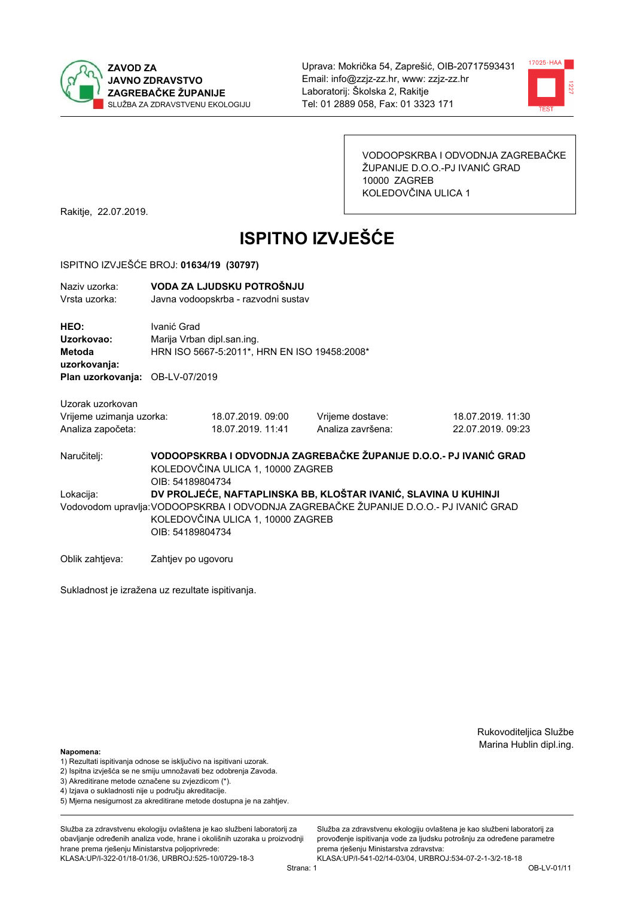**ZAVOD ZA JAVNO ZDRAVSTVO ZAGREBAČKE ŽUPANIJE**
SLUŽBA ZA ZDRAVSTVENU EKOLOGIJU

Uprava: Mokrička 54, Zaprešić, OIB-20717593431
Email: info@zzjz-zz.hr, www: zzjz-zz.hr
Laboratorij: Školska 2, Rakitje
Tel: 01 2889 058, Fax: 01 3323 171

VODOOPSKRBA I ODVODNJA ZAGREBAČKE ŽUPANIJE D.O.O.-PJ IVANIĆ GRAD
10000 ZAGREB
KOLEDOVČINA ULICA 1

Rakitje, 22.07.2019.

# ISPITNO IZVJEŠĆE

ISPITNO IZVJEŠĆE BROJ: **01634/19 (30797)**

Naziv uzorka: **VODA ZA LJUDSKU POTROŠNJU**
Vrsta uzorka: Javna vodoopskrba - razvodni sustav

**HEO:** Ivanić Grad
**Uzorkovao:** Marija Vrban dipl.san.ing.
**Metoda uzorkovanja:** HRN ISO 5667-5:2011*, HRN EN ISO 19458:2008*
**Plan uzorkovanja:** OB-LV-07/2019

Uzorak uzorkovan

| | | | |
|---|---|---|---|
| Vrijeme uzimanja uzorka: | 18.07.2019. 09:00 | Vrijeme dostave: | 18.07.2019. 11:30 |
| Analiza započeta: | 18.07.2019. 11:41 | Analiza završena: | 22.07.2019. 09:23 |

Naručitelj: **VODOOPSKRBA I ODVODNJA ZAGREBAČKE ŽUPANIJE D.O.O.- PJ IVANIĆ GRAD**
KOLEDOVČINA ULICA 1, 10000 ZAGREB
OIB: 54189804734

Lokacija: **DV PROLJEĆE, NAFTAPLINSKA BB, KLOŠTAR IVANIĆ, SLAVINA U KUHINJI**

Vodovodom upravlja: VODOOPSKRBA I ODVODNJA ZAGREBAČKE ŽUPANIJE D.O.O.- PJ IVANIĆ GRAD
KOLEDOVČINA ULICA 1, 10000 ZAGREB
OIB: 54189804734

Oblik zahtjeva: Zahtjev po ugovoru

Sukladnost je izražena uz rezultate ispitivanja.

Rukovoditeljica Službe
Marina Hublin dipl.ing.

**Napomena:**
1) Rezultati ispitivanja odnose se isključivo na ispitivani uzorak.
2) Ispitna izvješća se ne smiju umnožavati bez odobrenja Zavoda.
3) Akreditirane metode označene su zvjezdicom (*).
4) Izjava o sukladnosti nije u području akreditacije.
5) Mjerna nesigurnost za akreditirane metode dostupna je na zahtjev.

Služba za zdravstvenu ekologiju ovlaštena je kao službeni laboratorij za obavljanje određenih analiza vode, hrane i okolišnih uzoraka u proizvodnji hrane prema rješenju Ministarstva poljoprivrede: KLASA:UP/I-322-01/18-01/36, URBROJ:525-10/0729-18-3

Služba za zdravstvenu ekologiju ovlaštena je kao službeni laboratorij za provođenje ispitivanja vode za ljudsku potrošnju za određene parametre prema rješenju Ministarstva zdravstva: KLASA:UP/I-541-02/14-03/04, URBROJ:534-07-2-1-3/2-18-18

OB-LV-01/11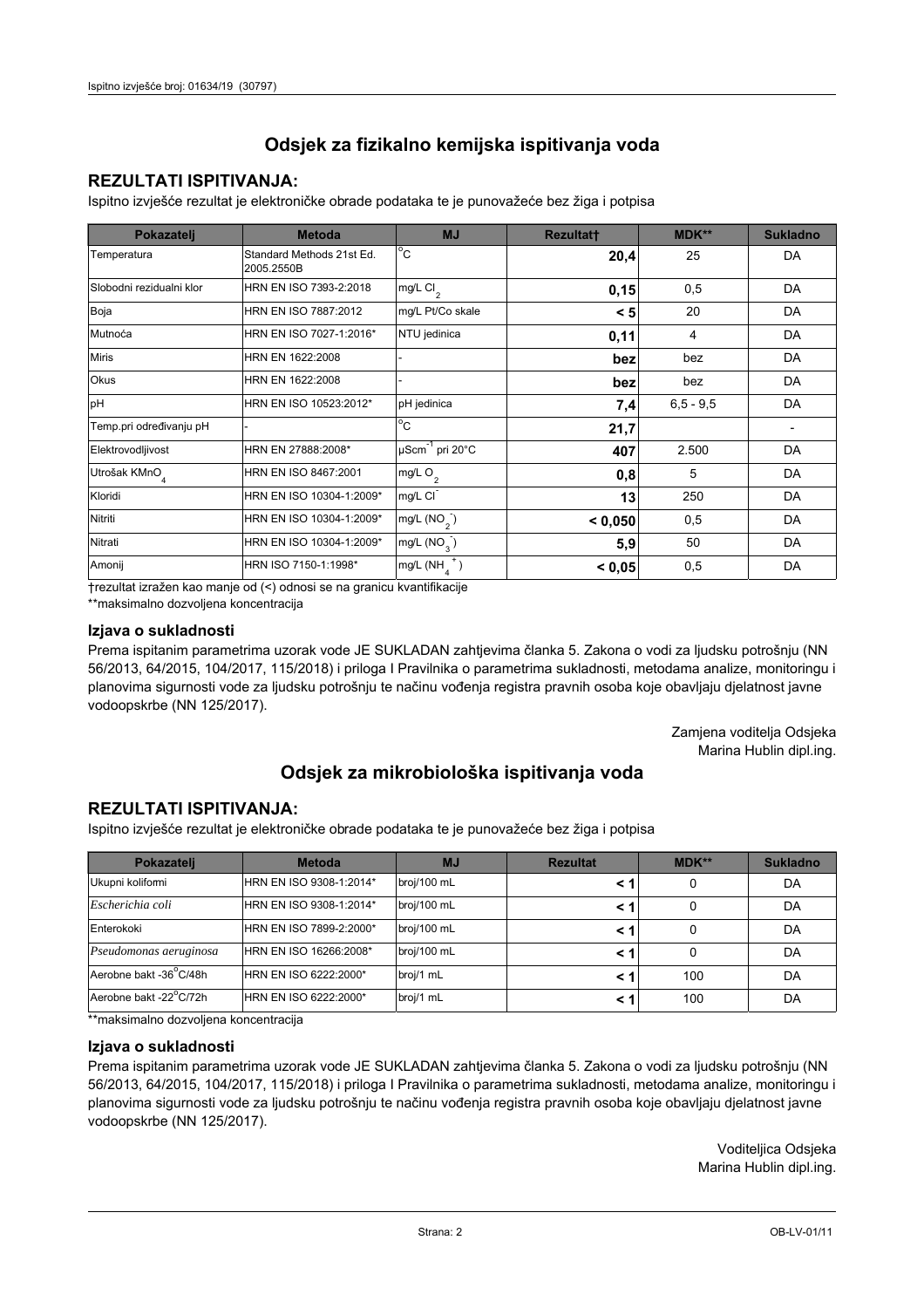## Odsjek za fizikalno kemijska ispitivanja voda

### REZULTATI ISPITIVANJA:

Ispitno izvješće rezultat je elektroničke obrade podataka te je punovažeće bez žiga i potpisa

| Pokazatelj | Metoda | MJ | Rezultat† | MDK** | Sukladno |
|---|---|---|---|---|---|
| Temperatura | Standard Methods 21st Ed. 2005.2550B | °C | **20,4** | 25 | DA |
| Slobodni rezidualni klor | HRN EN ISO 7393-2:2018 | mg/L $Cl_2$ | **0,15** | 0,5 | DA |
| Boja | HRN EN ISO 7887:2012 | mg/L Pt/Co skale | **< 5** | 20 | DA |
| Mutnoća | HRN EN ISO 7027-1:2016* | NTU jedinica | **0,11** | 4 | DA |
| Miris | HRN EN 1622:2008 | - | **bez** | bez | DA |
| Okus | HRN EN 1622:2008 | - | **bez** | bez | DA |
| pH | HRN EN ISO 10523:2012* | pH jedinica | **7,4** | 6,5 - 9,5 | DA |
| Temp.pri određivanju pH | - | °C | **21,7** | | - |
| Elektrovodljivost | HRN EN 27888:2008* | $\mu Scm^{-1}$ pri 20°C | **407** | 2.500 | DA |
| Utrošak $KMnO_4$ | HRN EN ISO 8467:2001 | mg/L $O_2$ | **0,8** | 5 | DA |
| Kloridi | HRN EN ISO 10304-1:2009* | mg/L $Cl^-$ | **13** | 250 | DA |
| Nitriti | HRN EN ISO 10304-1:2009* | mg/L ($NO_2^-$) | **< 0,050** | 0,5 | DA |
| Nitrati | HRN EN ISO 10304-1:2009* | mg/L ($NO_3^-$) | **5,9** | 50 | DA |
| Amonij | HRN ISO 7150-1:1998* | mg/L ($NH_4^+$) | **< 0,05** | 0,5 | DA |

†rezultat izražen kao manje od (<) odnosi se na granicu kvantifikacije

**maksimalno dozvoljena koncentracija

#### Izjava o sukladnosti

Prema ispitanim parametrima uzorak vode JE SUKLADAN zahtjevima članka 5. Zakona o vodi za ljudsku potrošnju (NN 56/2013, 64/2015, 104/2017, 115/2018) i priloga I Pravilnika o parametrima sukladnosti, metodama analize, monitoringu i planovima sigurnosti vode za ljudsku potrošnju te načinu vođenja registra pravnih osoba koje obavljaju djelatnost javne vodoopskrbe (NN 125/2017).

Zamjena voditelja Odsjeka
Marina Hublin dipl.ing.

## Odsjek za mikrobiološka ispitivanja voda

### REZULTATI ISPITIVANJA:

Ispitno izvješće rezultat je elektroničke obrade podataka te je punovažeće bez žiga i potpisa

| Pokazatelj | Metoda | MJ | Rezultat | MDK** | Sukladno |
|---|---|---|---|---|---|
| Ukupni koliformi | HRN EN ISO 9308-1:2014* | broj/100 mL | **< 1** | 0 | DA |
| *Escherichia coli* | HRN EN ISO 9308-1:2014* | broj/100 mL | **< 1** | 0 | DA |
| Enterokoki | HRN EN ISO 7899-2:2000* | broj/100 mL | **< 1** | 0 | DA |
| *Pseudomonas aeruginosa* | HRN EN ISO 16266:2008* | broj/100 mL | **< 1** | 0 | DA |
| Aerobne bakt -36°C/48h | HRN EN ISO 6222:2000* | broj/1 mL | **< 1** | 100 | DA |
| Aerobne bakt -22°C/72h | HRN EN ISO 6222:2000* | broj/1 mL | **< 1** | 100 | DA |

**maksimalno dozvoljena koncentracija

#### Izjava o sukladnosti

Prema ispitanim parametrima uzorak vode JE SUKLADAN zahtjevima članka 5. Zakona o vodi za ljudsku potrošnju (NN 56/2013, 64/2015, 104/2017, 115/2018) i priloga I Pravilnika o parametrima sukladnosti, metodama analize, monitoringu i planovima sigurnosti vode za ljudsku potrošnju te načinu vođenja registra pravnih osoba koje obavljaju djelatnost javne vodoopskrbe (NN 125/2017).

Voditeljica Odsjeka
Marina Hublin dipl.ing.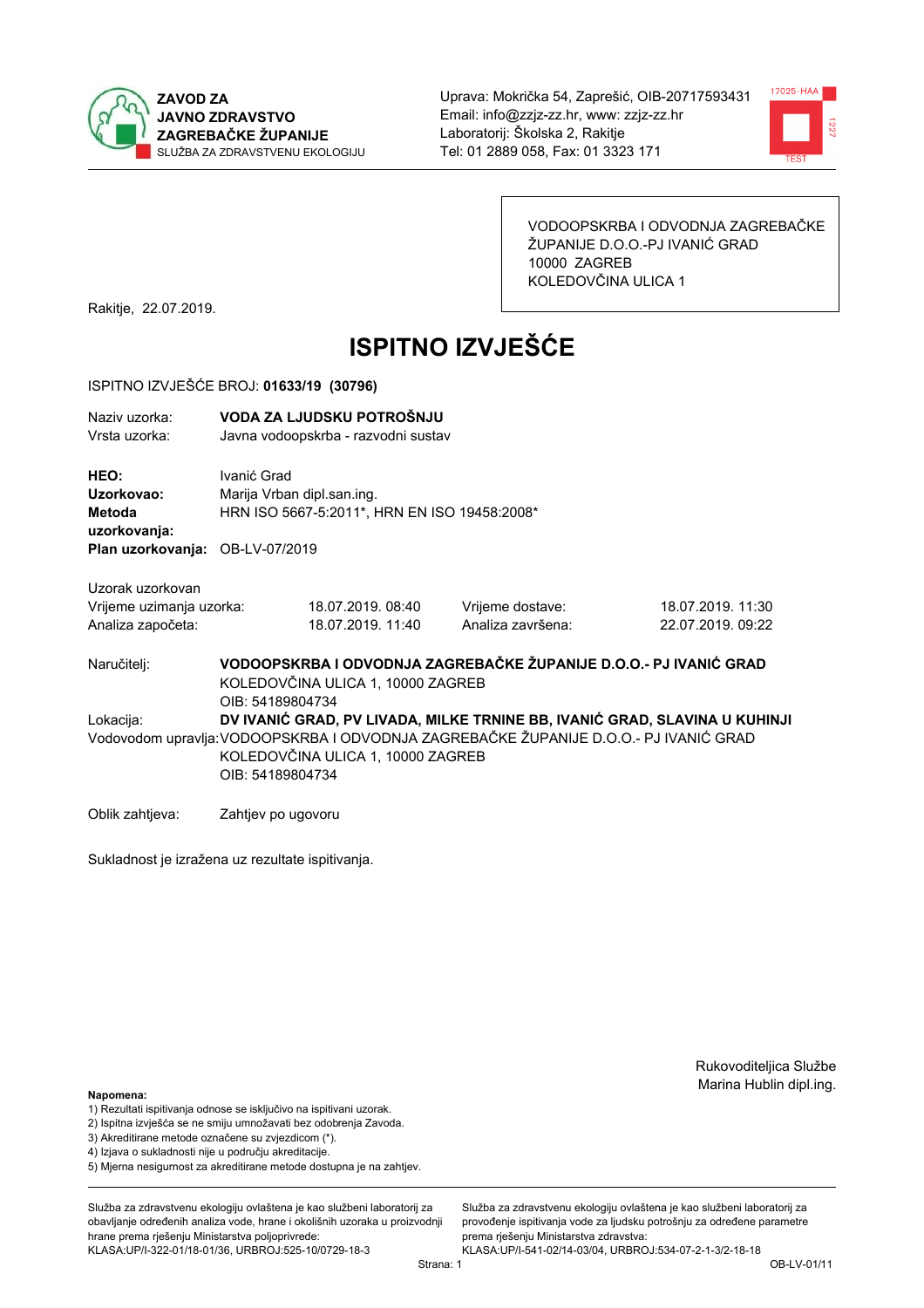ZAVOD ZA JAVNO ZDRAVSTVO ZAGREBAČKE ŽUPANIJE
SLUŽBA ZA ZDRAVSTVENU EKOLOGIJU

Uprava: Mokrička 54, Zaprešić, OIB-20717593431
Email: info@zzjz-zz.hr, www: zzjz-zz.hr
Laboratorij: Školska 2, Rakitje
Tel: 01 2889 058, Fax: 01 3323 171

VODOOPSKRBA I ODVODNJA ZAGREBAČKE ŽUPANIJE D.O.O.-PJ IVANIĆ GRAD
10000 ZAGREB
KOLEDOVČINA ULICA 1

Rakitje, 22.07.2019.

# ISPITNO IZVJEŠĆE

ISPITNO IZVJEŠĆE BROJ: **01633/19 (30796)**

Naziv uzorka: **VODA ZA LJUDSKU POTROŠNJU**
Vrsta uzorka: Javna vodoopskrba - razvodni sustav

**HEO:** Ivanić Grad
**Uzorkovao:** Marija Vrban dipl.san.ing.
**Metoda uzorkovanja:** HRN ISO 5667-5:2011*, HRN EN ISO 19458:2008*
**Plan uzorkovanja:** OB-LV-07/2019

Uzorak uzorkovan

| | | | |
|---|---|---|---|
| Vrijeme uzimanja uzorka: | 18.07.2019. 08:40 | Vrijeme dostave: | 18.07.2019. 11:30 |
| Analiza započeta: | 18.07.2019. 11:40 | Analiza završena: | 22.07.2019. 09:22 |

Naručitelj: **VODOOPSKRBA I ODVODNJA ZAGREBAČKE ŽUPANIJE D.O.O.- PJ IVANIĆ GRAD**
KOLEDOVČINA ULICA 1, 10000 ZAGREB
OIB: 54189804734

Lokacija: **DV IVANIĆ GRAD, PV LIVADA, MILKE TRNINE BB, IVANIĆ GRAD, SLAVINA U KUHINJI**

Vodovodom upravlja: VODOOPSKRBA I ODVODNJA ZAGREBAČKE ŽUPANIJE D.O.O.- PJ IVANIĆ GRAD
KOLEDOVČINA ULICA 1, 10000 ZAGREB
OIB: 54189804734

Oblik zahtjeva: Zahtjev po ugovoru

Sukladnost je izražena uz rezultate ispitivanja.

Rukovoditeljica Službe
Marina Hublin dipl.ing.

**Napomena:**
1) Rezultati ispitivanja odnose se isključivo na ispitivani uzorak.
2) Ispitna izvješća se ne smiju umnožavati bez odobrenja Zavoda.
3) Akreditirane metode označene su zvjezdicom (*).
4) Izjava o sukladnosti nije u području akreditacije.
5) Mjerna nesigurnost za akreditirane metode dostupna je na zahtjev.

Služba za zdravstvenu ekologiju ovlaštena je kao službeni laboratorij za obavljanje određenih analiza vode, hrane i okolišnih uzoraka u proizvodnji hrane prema rješenju Ministarstva poljoprivrede: KLASA:UP/I-322-01/18-01/36, URBROJ:525-10/0729-18-3

Služba za zdravstvenu ekologiju ovlaštena je kao službeni laboratorij za provođenje ispitivanja vode za ljudsku potrošnju za određene parametre prema rješenju Ministarstva zdravstva: KLASA:UP/I-541-02/14-03/04, URBROJ:534-07-2-1-3/2-18-18

OB-LV-01/11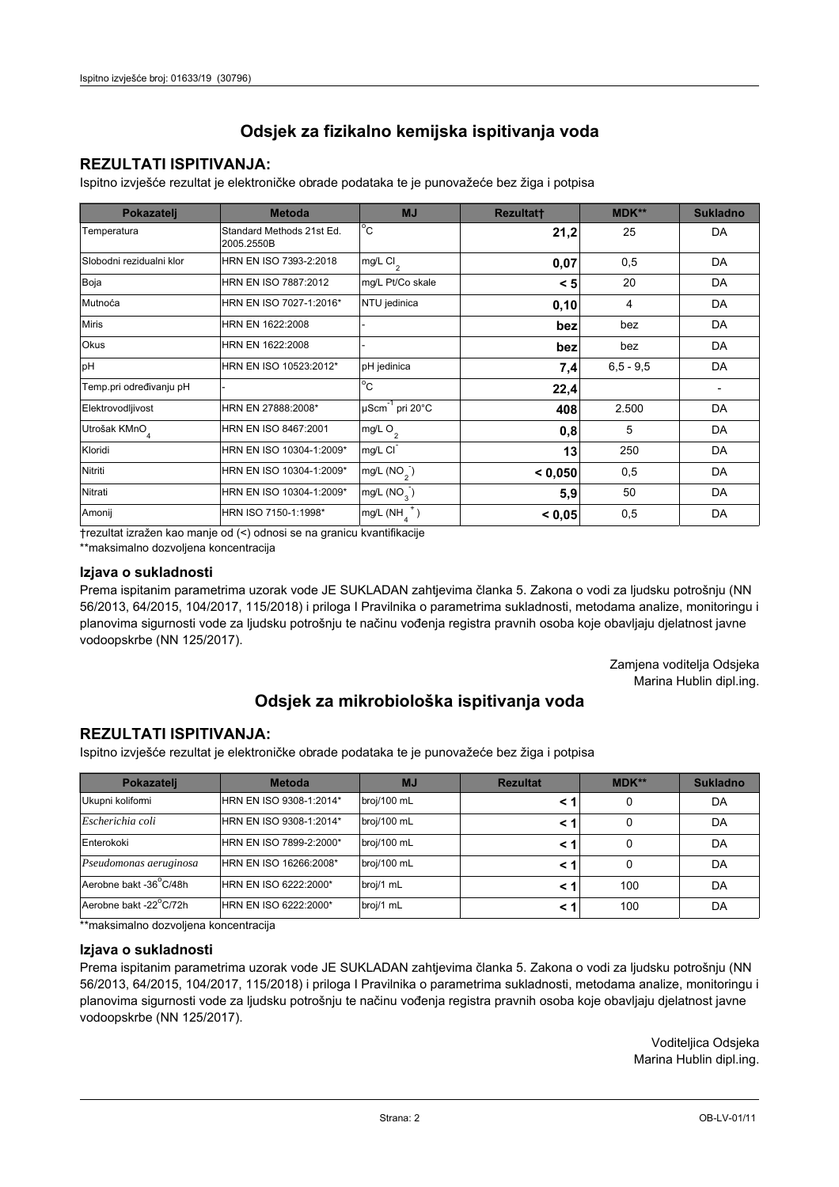## Odsjek za fizikalno kemijska ispitivanja voda

### REZULTATI ISPITIVANJA:

Ispitno izvješće rezultat je elektroničke obrade podataka te je punovažeće bez žiga i potpisa

| Pokazatelj | Metoda | MJ | Rezultat† | MDK** | Sukladno |
|---|---|---|---|---|---|
| Temperatura | Standard Methods 21st Ed. 2005.2550B | °C | **21,2** | 25 | DA |
| Slobodni rezidualni klor | HRN EN ISO 7393-2:2018 | mg/L $Cl_2$ | **0,07** | 0,5 | DA |
| Boja | HRN EN ISO 7887:2012 | mg/L Pt/Co skale | **< 5** | 20 | DA |
| Mutnoća | HRN EN ISO 7027-1:2016* | NTU jedinica | **0,10** | 4 | DA |
| Miris | HRN EN 1622:2008 | - | **bez** | bez | DA |
| Okus | HRN EN 1622:2008 | - | **bez** | bez | DA |
| pH | HRN EN ISO 10523:2012* | pH jedinica | **7,4** | 6,5 - 9,5 | DA |
| Temp.pri određivanju pH | - | °C | **22,4** | | - |
| Elektrovodljivost | HRN EN 27888:2008* | $\mu Scm^{-1}$ pri 20°C | **408** | 2.500 | DA |
| Utrošak $KMnO_4$ | HRN EN ISO 8467:2001 | mg/L $O_2$ | **0,8** | 5 | DA |
| Kloridi | HRN EN ISO 10304-1:2009* | mg/L $Cl^-$ | **13** | 250 | DA |
| Nitriti | HRN EN ISO 10304-1:2009* | mg/L ($NO_2^-$) | **< 0,050** | 0,5 | DA |
| Nitrati | HRN EN ISO 10304-1:2009* | mg/L ($NO_3^-$) | **5,9** | 50 | DA |
| Amonij | HRN ISO 7150-1:1998* | mg/L ($NH_4^+$) | **< 0,05** | 0,5 | DA |

†rezultat izražen kao manje od (<) odnosi se na granicu kvantifikacije

**maksimalno dozvoljena koncentracija

### Izjava o sukladnosti

Prema ispitanim parametrima uzorak vode JE SUKLADAN zahtjevima članka 5. Zakona o vodi za ljudsku potrošnju (NN 56/2013, 64/2015, 104/2017, 115/2018) i priloga I Pravilnika o parametrima sukladnosti, metodama analize, monitoringu i planovima sigurnosti vode za ljudsku potrošnju te načinu vođenja registra pravnih osoba koje obavljaju djelatnost javne vodoopskrbe (NN 125/2017).

Zamjena voditelja Odsjeka
Marina Hublin dipl.ing.

## Odsjek za mikrobiološka ispitivanja voda

### REZULTATI ISPITIVANJA:

Ispitno izvješće rezultat je elektroničke obrade podataka te je punovažeće bez žiga i potpisa

| Pokazatelj | Metoda | MJ | Rezultat | MDK** | Sukladno |
|---|---|---|---|---|---|
| Ukupni koliformi | HRN EN ISO 9308-1:2014* | broj/100 mL | **< 1** | 0 | DA |
| *Escherichia coli* | HRN EN ISO 9308-1:2014* | broj/100 mL | **< 1** | 0 | DA |
| Enterokoki | HRN EN ISO 7899-2:2000* | broj/100 mL | **< 1** | 0 | DA |
| *Pseudomonas aeruginosa* | HRN EN ISO 16266:2008* | broj/100 mL | **< 1** | 0 | DA |
| Aerobne bakt -36°C/48h | HRN EN ISO 6222:2000* | broj/1 mL | **< 1** | 100 | DA |
| Aerobne bakt -22°C/72h | HRN EN ISO 6222:2000* | broj/1 mL | **< 1** | 100 | DA |

**maksimalno dozvoljena koncentracija

### Izjava o sukladnosti

Prema ispitanim parametrima uzorak vode JE SUKLADAN zahtjevima članka 5. Zakona o vodi za ljudsku potrošnju (NN 56/2013, 64/2015, 104/2017, 115/2018) i priloga I Pravilnika o parametrima sukladnosti, metodama analize, monitoringu i planovima sigurnosti vode za ljudsku potrošnju te načinu vođenja registra pravnih osoba koje obavljaju djelatnost javne vodoopskrbe (NN 125/2017).

Voditeljica Odsjeka
Marina Hublin dipl.ing.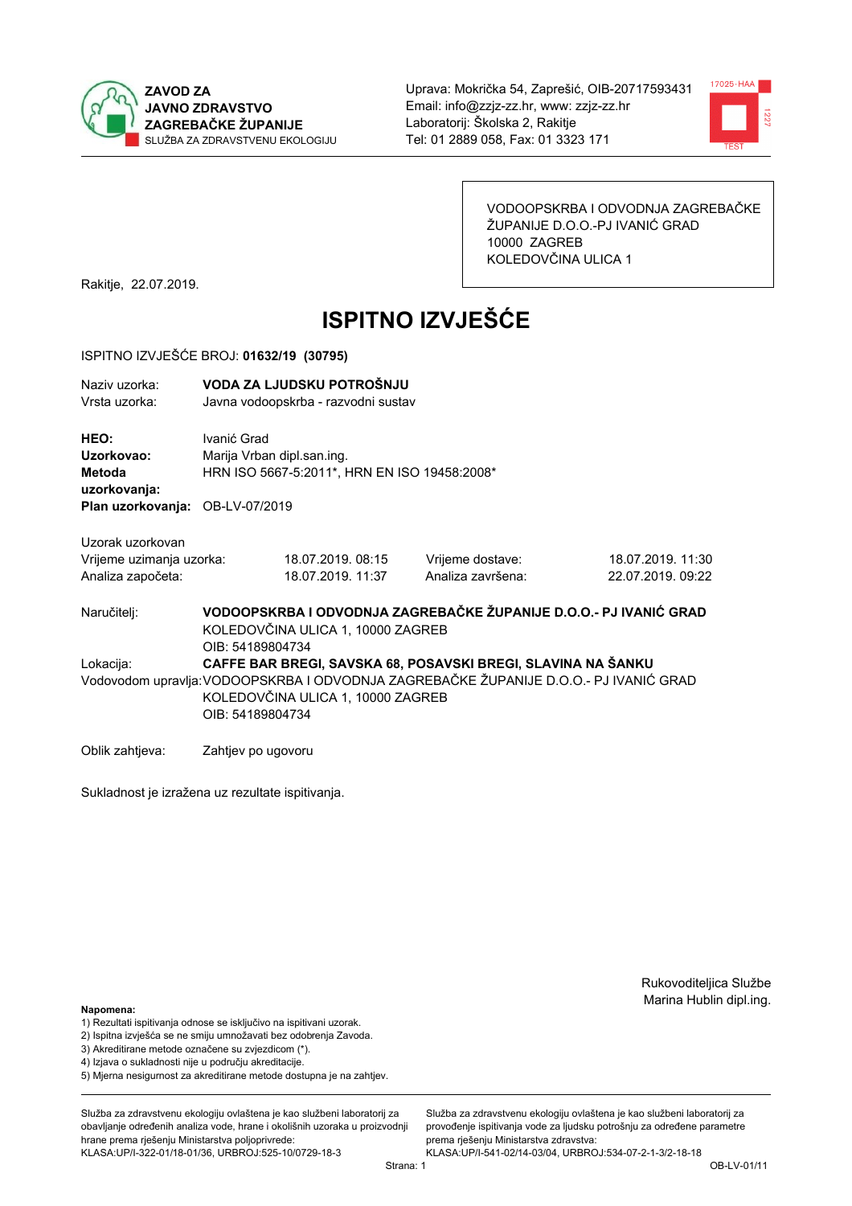**ZAVOD ZA JAVNO ZDRAVSTVO ZAGREBAČKE ŽUPANIJE**
SLUŽBA ZA ZDRAVSTVENU EKOLOGIJU

Uprava: Mokrička 54, Zaprešić, OIB-20717593431
Email: info@zzjz-zz.hr, www: zzjz-zz.hr
Laboratorij: Školska 2, Rakitje
Tel: 01 2889 058, Fax: 01 3323 171

VODOOPSKRBA I ODVODNJA ZAGREBAČKE ŽUPANIJE D.O.O.-PJ IVANIĆ GRAD
10000 ZAGREB
KOLEDOVČINA ULICA 1

Rakitje, 22.07.2019.

# ISPITNO IZVJEŠĆE

ISPITNO IZVJEŠĆE BROJ: **01632/19 (30795)**

Naziv uzorka: **VODA ZA LJUDSKU POTROŠNJU**
Vrsta uzorka: Javna vodoopskrba - razvodni sustav

**HEO:** Ivanić Grad
**Uzorkovao:** Marija Vrban dipl.san.ing.
**Metoda uzorkovanja:** HRN ISO 5667-5:2011*, HRN EN ISO 19458:2008*
**Plan uzorkovanja:** OB-LV-07/2019

Uzorak uzorkovan

| | | | |
|---|---|---|---|
| Vrijeme uzimanja uzorka: | 18.07.2019. 08:15 | Vrijeme dostave: | 18.07.2019. 11:30 |
| Analiza započeta: | 18.07.2019. 11:37 | Analiza završena: | 22.07.2019. 09:22 |

Naručitelj: **VODOOPSKRBA I ODVODNJA ZAGREBAČKE ŽUPANIJE D.O.O.- PJ IVANIĆ GRAD**
KOLEDOVČINA ULICA 1, 10000 ZAGREB
OIB: 54189804734

Lokacija: **CAFFE BAR BREGI, SAVSKA 68, POSAVSKI BREGI, SLAVINA NA ŠANKU**

Vodovodom upravlja: VODOOPSKRBA I ODVODNJA ZAGREBAČKE ŽUPANIJE D.O.O.- PJ IVANIĆ GRAD
KOLEDOVČINA ULICA 1, 10000 ZAGREB
OIB: 54189804734

Oblik zahtjeva: Zahtjev po ugovoru

Sukladnost je izražena uz rezultate ispitivanja.

Rukovoditeljica Službe
Marina Hublin dipl.ing.

**Napomena:**
1) Rezultati ispitivanja odnose se isključivo na ispitivani uzorak.
2) Ispitna izvješća se ne smiju umnožavati bez odobrenja Zavoda.
3) Akreditirane metode označene su zvjezdicom (*).
4) Izjava o sukladnosti nije u području akreditacije.
5) Mjerna nesigurnost za akreditirane metode dostupna je na zahtjev.

Služba za zdravstvenu ekologiju ovlaštena je kao službeni laboratorij za obavljanje određenih analiza vode, hrane i okolišnih uzoraka u proizvodnji hrane prema rješenju Ministarstva poljoprivrede:
KLASA:UP/I-322-01/18-01/36, URBROJ:525-10/0729-18-3

Služba za zdravstvenu ekologiju ovlaštena je kao službeni laboratorij za provođenje ispitivanja vode za ljudsku potrošnju za određene parametre prema rješenju Ministarstva zdravstva:
KLASA:UP/I-541-02/14-03/04, URBROJ:534-07-2-1-3/2-18-18

OB-LV-01/11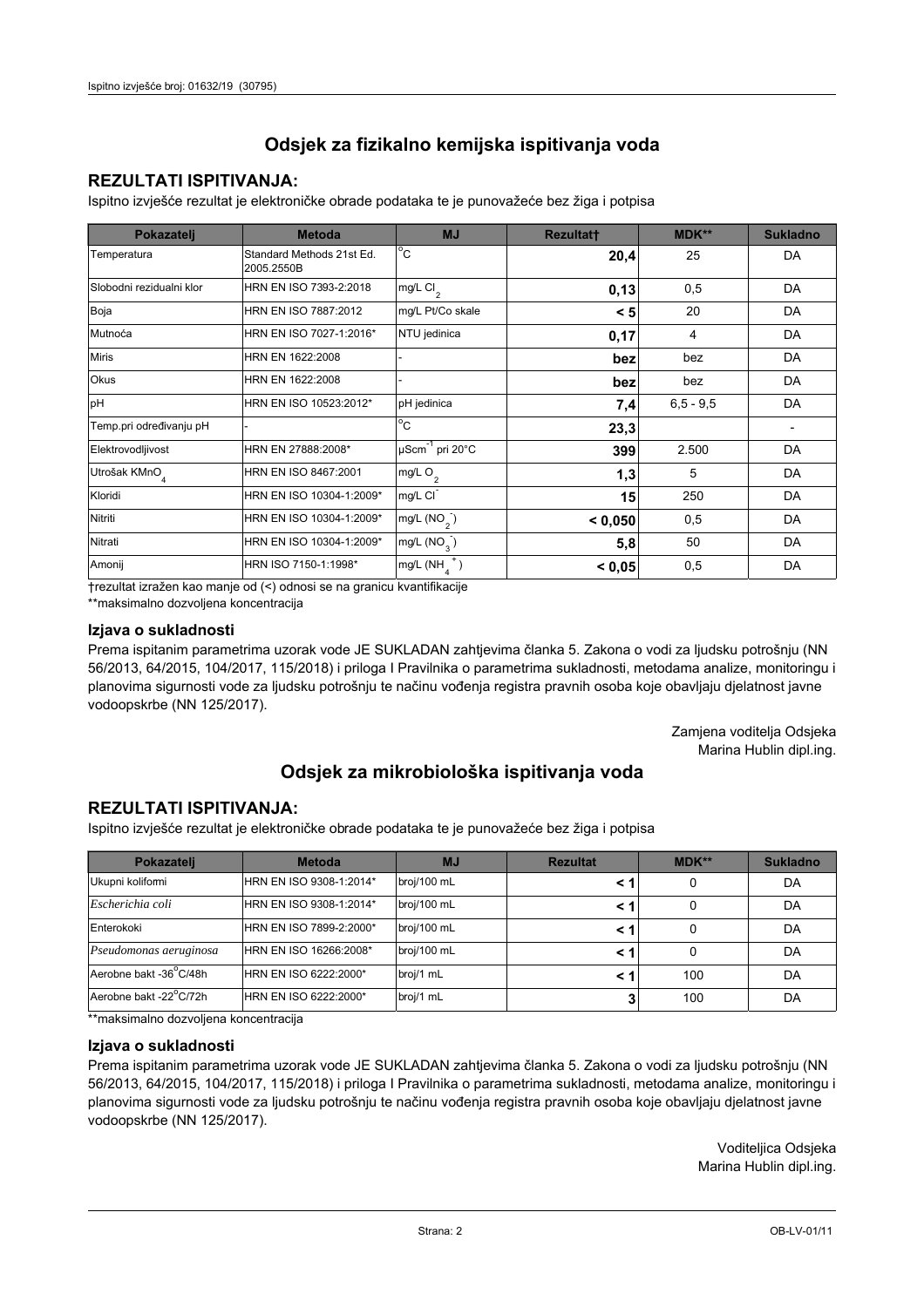## Odsjek za fizikalno kemijska ispitivanja voda

### REZULTATI ISPITIVANJA:

Ispitno izvješće rezultat je elektroničke obrade podataka te je punovažeće bez žiga i potpisa

| Pokazatelj | Metoda | MJ | Rezultat† | MDK** | Sukladno |
|---|---|---|---|---|---|
| Temperatura | Standard Methods 21st Ed. 2005.2550B | °C | **20,4** | 25 | DA |
| Slobodni rezidualni klor | HRN EN ISO 7393-2:2018 | mg/L $Cl_2$ | **0,13** | 0,5 | DA |
| Boja | HRN EN ISO 7887:2012 | mg/L Pt/Co skale | **< 5** | 20 | DA |
| Mutnoća | HRN EN ISO 7027-1:2016* | NTU jedinica | **0,17** | 4 | DA |
| Miris | HRN EN 1622:2008 | - | **bez** | bez | DA |
| Okus | HRN EN 1622:2008 | - | **bez** | bez | DA |
| pH | HRN EN ISO 10523:2012* | pH jedinica | **7,4** | 6,5 - 9,5 | DA |
| Temp.pri određivanju pH | - | °C | **23,3** | | - |
| Elektrovodljivost | HRN EN 27888:2008* | $\mu Scm^{-1}$ pri 20°C | **399** | 2.500 | DA |
| Utrošak $KMnO_4$ | HRN EN ISO 8467:2001 | mg/L $O_2$ | **1,3** | 5 | DA |
| Kloridi | HRN EN ISO 10304-1:2009* | mg/L $Cl^-$ | **15** | 250 | DA |
| Nitriti | HRN EN ISO 10304-1:2009* | mg/L ($NO_2^-$) | **< 0,050** | 0,5 | DA |
| Nitrati | HRN EN ISO 10304-1:2009* | mg/L ($NO_3^-$) | **5,8** | 50 | DA |
| Amonij | HRN ISO 7150-1:1998* | mg/L ($NH_4^+$) | **< 0,05** | 0,5 | DA |

†rezultat izražen kao manje od (<) odnosi se na granicu kvantifikacije

**maksimalno dozvoljena koncentracija

### Izjava o sukladnosti

Prema ispitanim parametrima uzorak vode JE SUKLADAN zahtjevima članka 5. Zakona o vodi za ljudsku potrošnju (NN 56/2013, 64/2015, 104/2017, 115/2018) i priloga I Pravilnika o parametrima sukladnosti, metodama analize, monitoringu i planovima sigurnosti vode za ljudsku potrošnju te načinu vođenja registra pravnih osoba koje obavljaju djelatnost javne vodoopskrbe (NN 125/2017).

Zamjena voditelja Odsjeka
Marina Hublin dipl.ing.

## Odsjek za mikrobiološka ispitivanja voda

### REZULTATI ISPITIVANJA:

Ispitno izvješće rezultat je elektroničke obrade podataka te je punovažeće bez žiga i potpisa

| Pokazatelj | Metoda | MJ | Rezultat | MDK** | Sukladno |
|---|---|---|---|---|---|
| Ukupni koliformi | HRN EN ISO 9308-1:2014* | broj/100 mL | **< 1** | 0 | DA |
| *Escherichia coli* | HRN EN ISO 9308-1:2014* | broj/100 mL | **< 1** | 0 | DA |
| Enterokoki | HRN EN ISO 7899-2:2000* | broj/100 mL | **< 1** | 0 | DA |
| *Pseudomonas aeruginosa* | HRN EN ISO 16266:2008* | broj/100 mL | **< 1** | 0 | DA |
| Aerobne bakt -36°C/48h | HRN EN ISO 6222:2000* | broj/1 mL | **< 1** | 100 | DA |
| Aerobne bakt -22°C/72h | HRN EN ISO 6222:2000* | broj/1 mL | **3** | 100 | DA |

**maksimalno dozvoljena koncentracija

### Izjava o sukladnosti

Prema ispitanim parametrima uzorak vode JE SUKLADAN zahtjevima članka 5. Zakona o vodi za ljudsku potrošnju (NN 56/2013, 64/2015, 104/2017, 115/2018) i priloga I Pravilnika o parametrima sukladnosti, metodama analize, monitoringu i planovima sigurnosti vode za ljudsku potrošnju te načinu vođenja registra pravnih osoba koje obavljaju djelatnost javne vodoopskrbe (NN 125/2017).

Voditeljica Odsjeka
Marina Hublin dipl.ing.